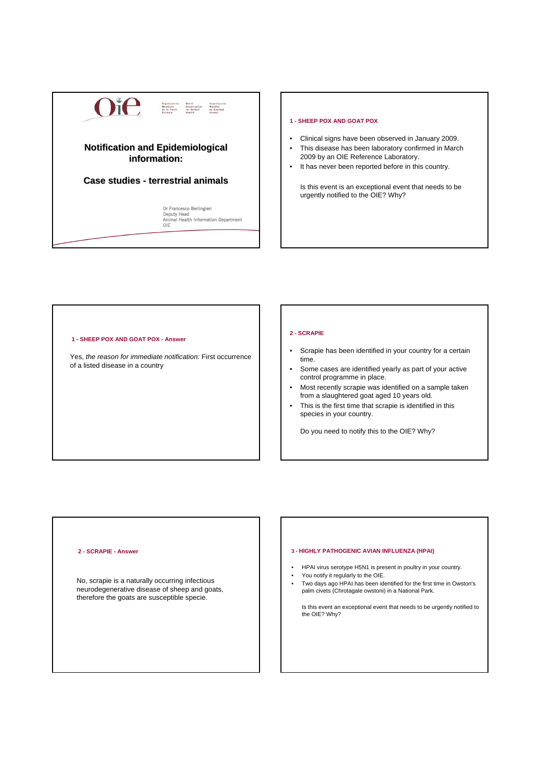# Notification and Epidemiological information:

## Case studies - terrestrial animals

Dr Francesco Berlingieri
Deputy Head
Animal Health Information Department
OIE

### 1 - SHEEP POX AND GOAT POX

- Clinical signs have been observed in January 2009.
- This disease has been laboratory confirmed in March 2009 by an OIE Reference Laboratory.
- It has never been reported before in this country.

Is this event is an exceptional event that needs to be urgently notified to the OIE? Why?

### 1 - SHEEP POX AND GOAT POX - Answer

Yes, *the reason for immediate notification:* First occurrence of a listed disease in a country

### 2 - SCRAPIE

- Scrapie has been identified in your country for a certain time.
- Some cases are identified yearly as part of your active control programme in place.
- Most recently scrapie was identified on a sample taken from a slaughtered goat aged 10 years old.
- This is the first time that scrapie is identified in this species in your country.

Do you need to notify this to the OIE? Why?

### 2 - SCRAPIE - Answer

No, scrapie is a naturally occurring infectious neurodegenerative disease of sheep and goats, therefore the goats are susceptible specie.

### 3 - HIGHLY PATHOGENIC AVIAN INFLUENZA (HPAI)

- HPAI virus serotype H5N1 is present in poultry in your country.
- You notify it regularly to the OIE.
- Two days ago HPAI has been identified for the first time in Owston's palm civets (Chrotagale owstoni) in a National Park.

Is this event an exceptional event that needs to be urgently notified to the OIE? Why?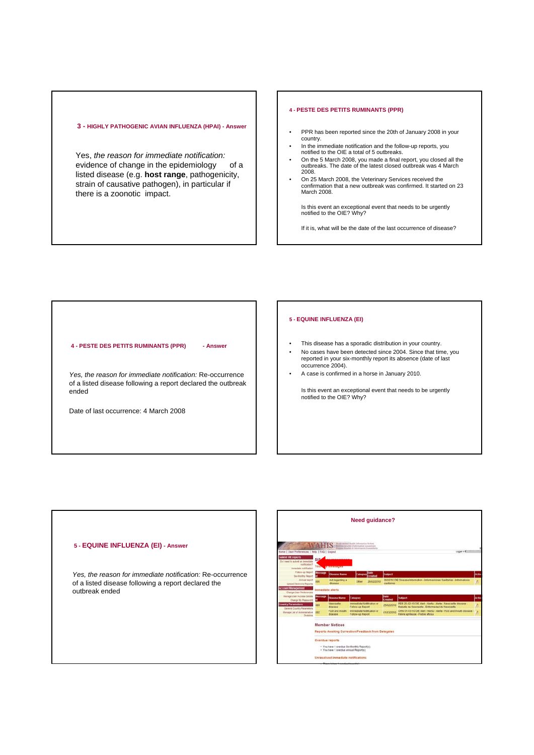## 3 - HIGHLY PATHOGENIC AVIAN INFLUENZA (HPAI) - Answer

Yes, *the reason for immediate notification:* evidence of change in the epidemiology of a listed disease (e.g. **host range**, pathogenicity, strain of causative pathogen), in particular if there is a zoonotic impact.

## 4 - PESTE DES PETITS RUMINANTS (PPR)

- PPR has been reported since the 20th of January 2008 in your country.
- In the immediate notification and the follow-up reports, you notified to the OIE a total of 5 outbreaks.
- On the 5 March 2008, you made a final report, you closed all the outbreaks. The date of the latest closed outbreak was 4 March 2008.
- On 25 March 2008, the Veterinary Services received the confirmation that a new outbreak was confirmed. It started on 23 March 2008.

Is this event an exceptional event that needs to be urgently notified to the OIE? Why?

If it is, what will be the date of the last occurrence of disease?

## 4 - PESTE DES PETITS RUMINANTS (PPR) - Answer

*Yes, the reason for immediate notification:* Re-occurrence of a listed disease following a report declared the outbreak ended

Date of last occurrence: 4 March 2008

## 5 - EQUINE INFLUENZA (EI)

- This disease has a sporadic distribution in your country.
- No cases have been detected since 2004. Since that time, you reported in your six-monthly report its absence (date of last occurrence 2004).
- A case is confirmed in a horse in January 2010.

Is this event an exceptional event that needs to be urgently notified to the OIE? Why?

## 5 - EQUINE INFLUENZA (EI) - Answer

*Yes, the reason for immediate notification:* Re-occurrence of a listed disease following a report declared the outbreak ended

## Need guidance?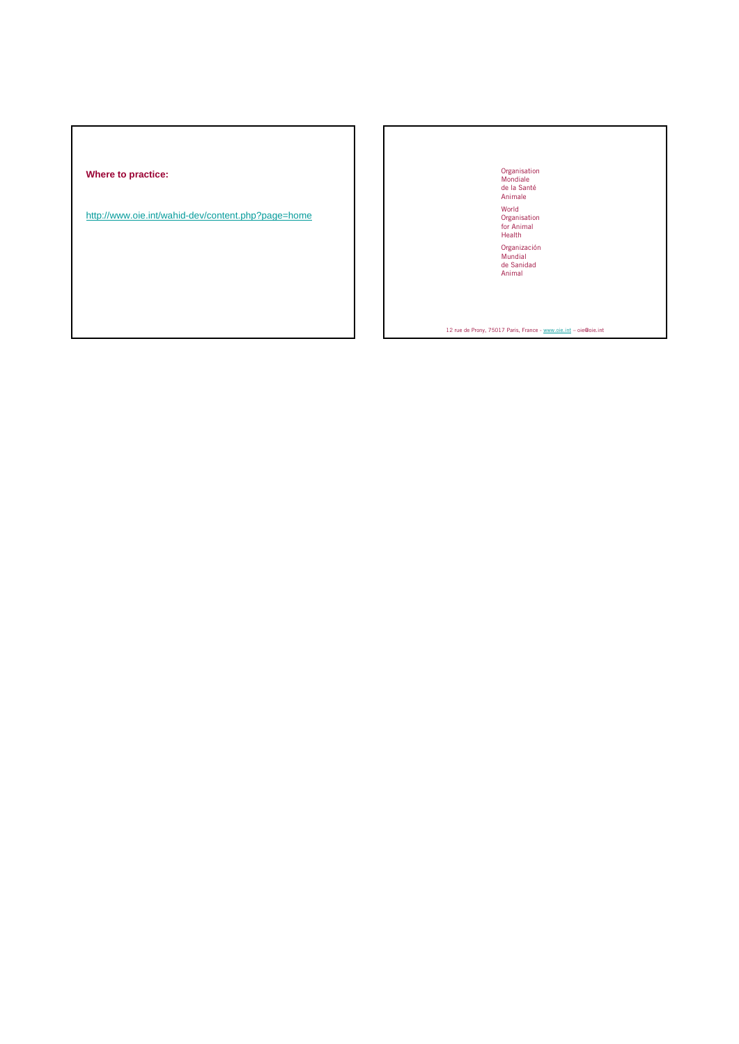**Where to practice:**

http://www.oie.int/wahid-dev/content.php?page=home

Organisation
Mondiale
de la Santé
Animale

World
Organisation
for Animal
Health

Organización
Mundial
de Sanidad
Animal

12 rue de Prony, 75017 Paris, France - www.oie.int – oie@oie.int